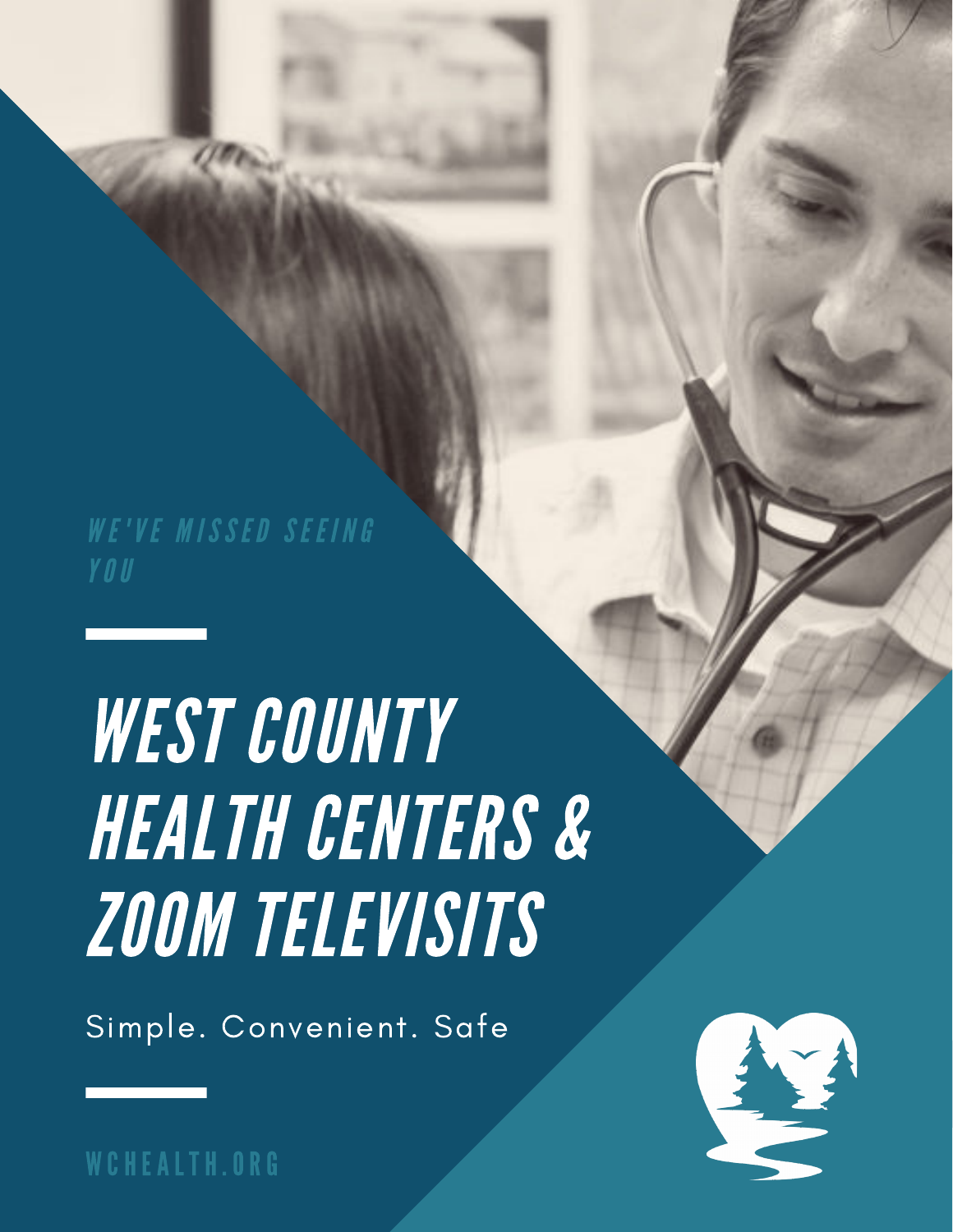WE'VE MISSED SEEING YOU

# WEST COUNTY HEALTH CENTERS & ZOOM TELEVISITS

Simple. Convenient. Safe

WCHEALTH.ORG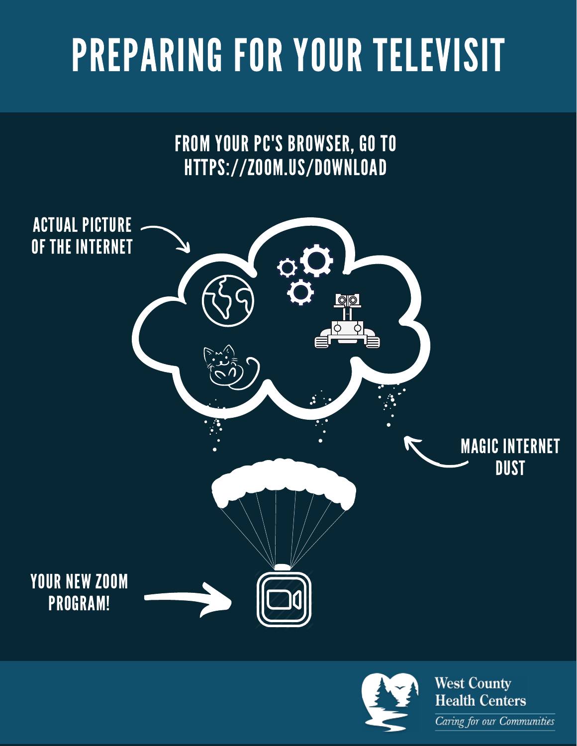# PREPARING FOR YOUR TELEVISIT

FROM YOUR PC'S BROWSER, GO TO HTTPS://ZOOM.US/DOWNLOAD

ACTUAL PICTURE OF THE INTERNET

MAGIC INTERNET DUST

YOUR NEW ZOOM PROGRAM!

West County Health Centers

*Caring for our Communities*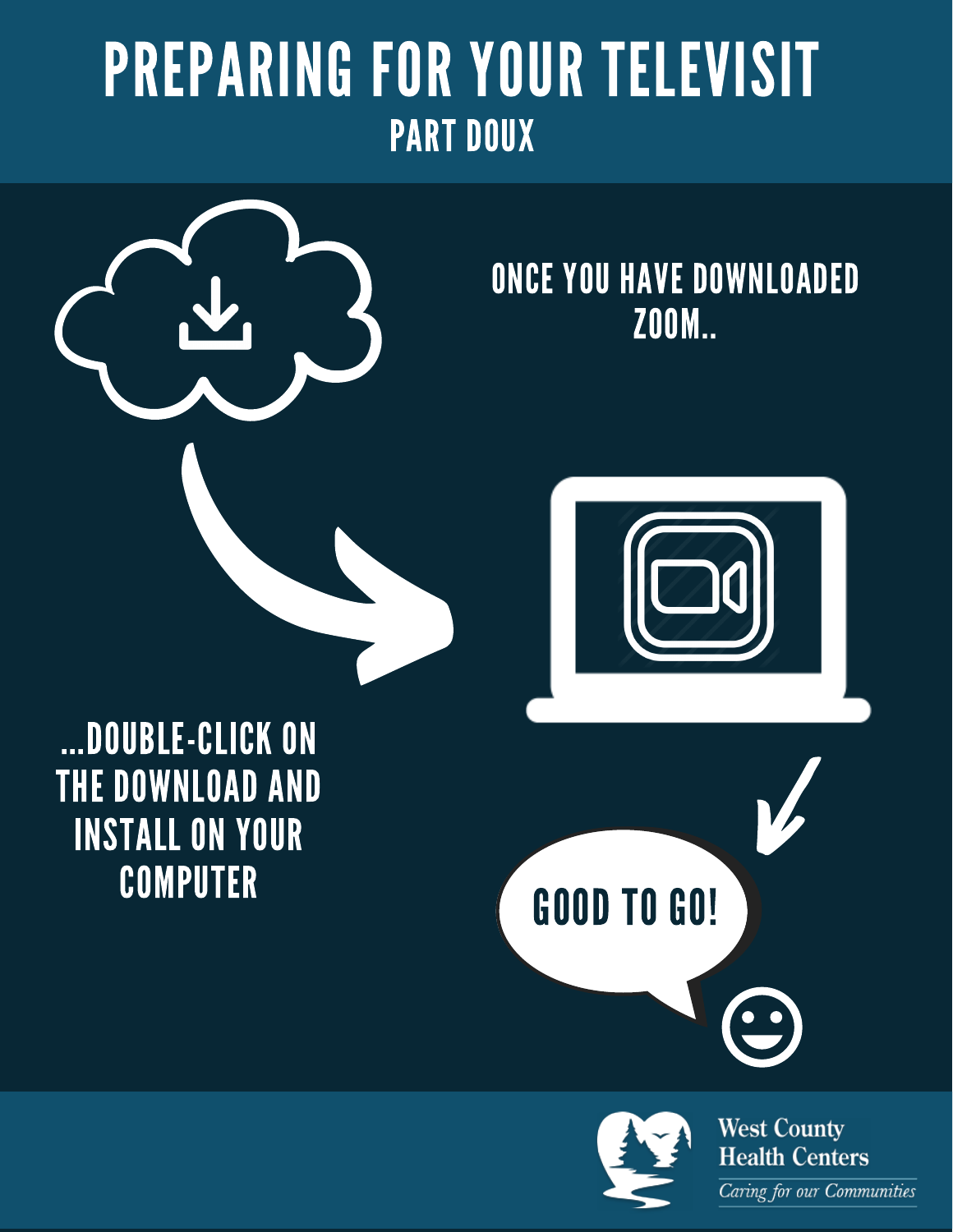# PREPARING FOR YOUR TELEVISIT

## PART DOUX

ONCE YOU HAVE DOWNLOADED ZOOM..

...DOUBLE-CLICK ON THE DOWNLOAD AND INSTALL ON YOUR COMPUTER

GOOD TO GO!

West County Health Centers

*Caring for our Communities*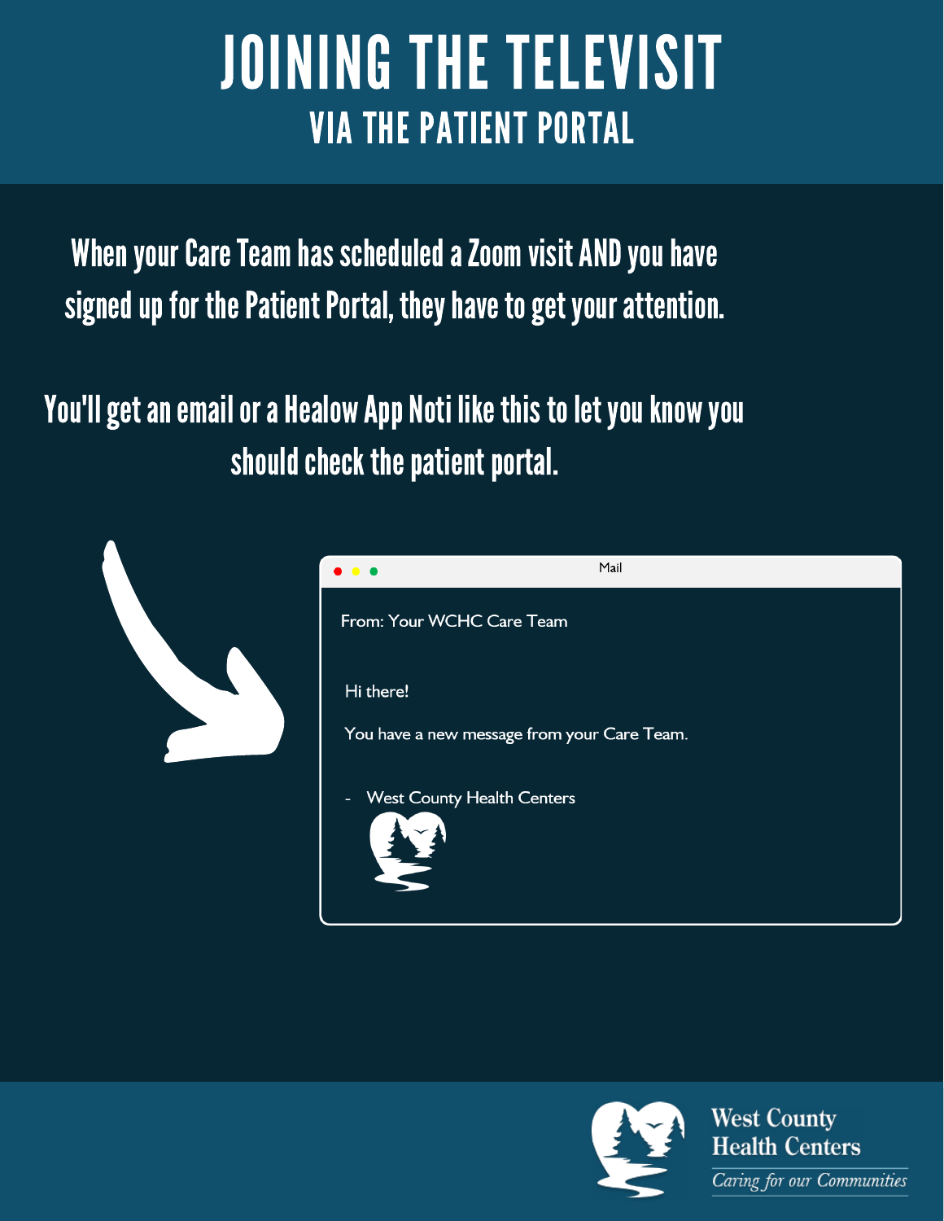# JOINING THE TELEVISIT

## VIA THE PATIENT PORTAL

When your Care Team has scheduled a Zoom visit AND you have signed up for the Patient Portal, they have to get your attention.

You'll get an email or a Healow App Noti like this to let you know you should check the patient portal.

Mail

From: Your WCHC Care Team

Hi there!

You have a new message from your Care Team.

- West County Health Centers

West County Health Centers

*Caring for our Communities*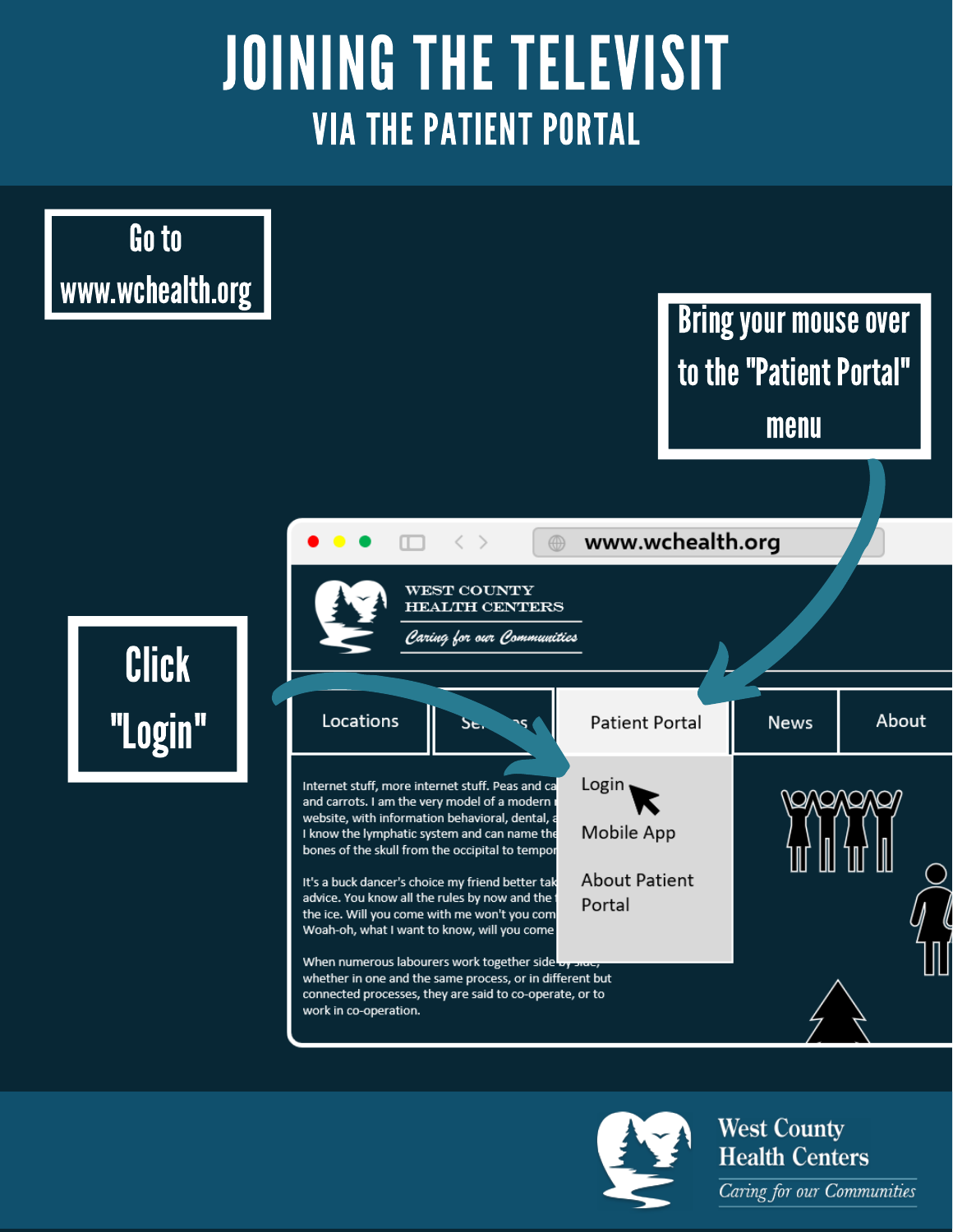# JOINING THE TELEVISIT

## VIA THE PATIENT PORTAL

Go to www.wchealth.org

Bring your mouse over to the "Patient Portal" menu

Click "Login"

www.wchealth.org

WEST COUNTY HEALTH CENTERS

*Caring for our Communities*

Locations | Services | Patient Portal | News | About

Login

Mobile App

About Patient Portal

Internet stuff, more internet stuff. Peas and ca and carrots. I am the very model of a modern website, with information behavioral, dental, I know the lymphatic system and can name the bones of the skull from the occipital to tempor

It's a buck dancer's choice my friend better tak advice. You know all the rules by now and the the ice. Will you come with me won't you com Woah-oh, what I want to know, will you come

When numerous labourers work together side by side, whether in one and the same process, or in different but connected processes, they are said to co-operate, or to work in co-operation.

West County Health Centers

*Caring for our Communities*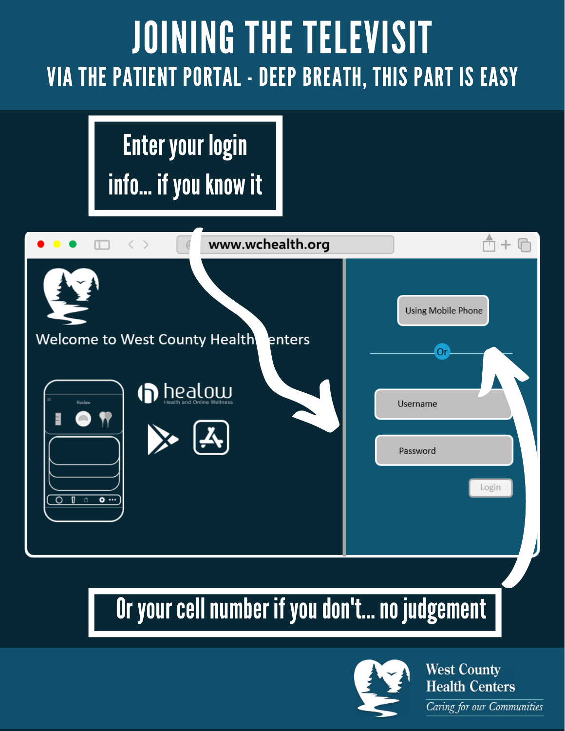# JOINING THE TELEVISIT

## VIA THE PATIENT PORTAL - DEEP BREATH, THIS PART IS EASY

Enter your login info... if you know it

www.wchealth.org

Welcome to West County Health Centers

healow
Health and Online Wellness

Using Mobile Phone

Or

Username

Password

Login

Or your cell number if you don't... no judgement

West County Health Centers
*Caring for our Communities*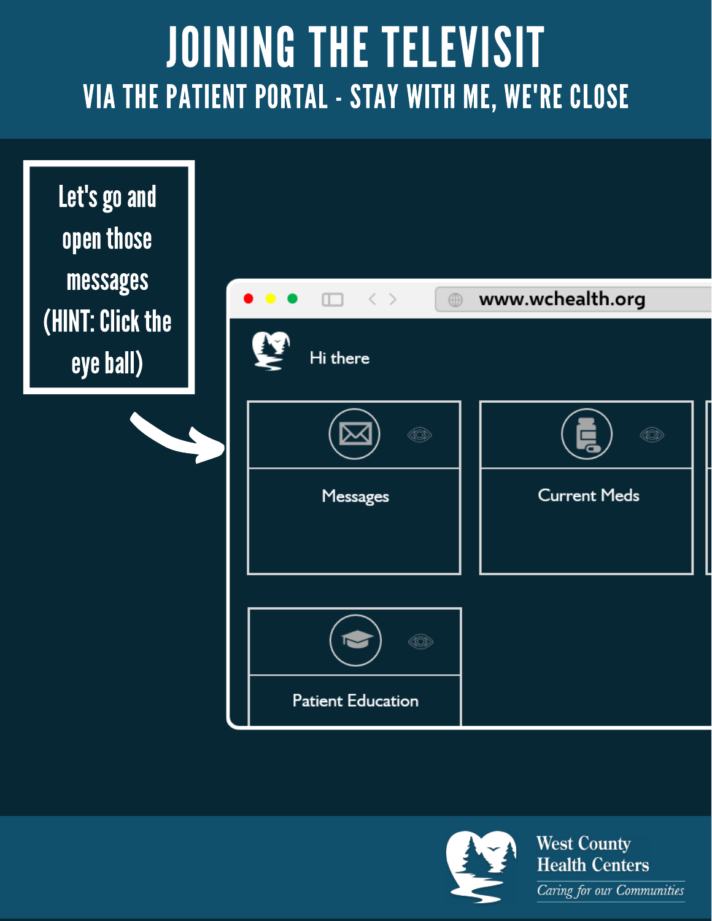# JOINING THE TELEVISIT

## VIA THE PATIENT PORTAL - STAY WITH ME, WE'RE CLOSE

Let's go and open those messages (HINT: Click the eye ball)

www.wchealth.org

Hi there

Messages

Current Meds

Patient Education

West County Health Centers

*Caring for our Communities*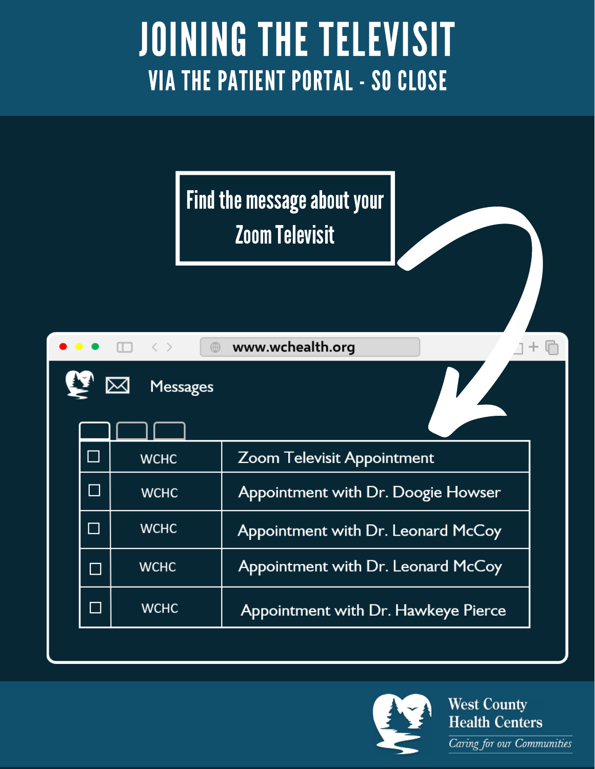# JOINING THE TELEVISIT

## VIA THE PATIENT PORTAL - SO CLOSE

**Find the message about your Zoom Televisit**

www.wchealth.org

Messages

| | | |
|---|---|---|
| ☐ | WCHC | Zoom Televisit Appointment |
| ☐ | WCHC | Appointment with Dr. Doogie Howser |
| ☐ | WCHC | Appointment with Dr. Leonard McCoy |
| ☐ | WCHC | Appointment with Dr. Leonard McCoy |
| ☐ | WCHC | Appointment with Dr. Hawkeye Pierce |

West County Health Centers

*Caring for our Communities*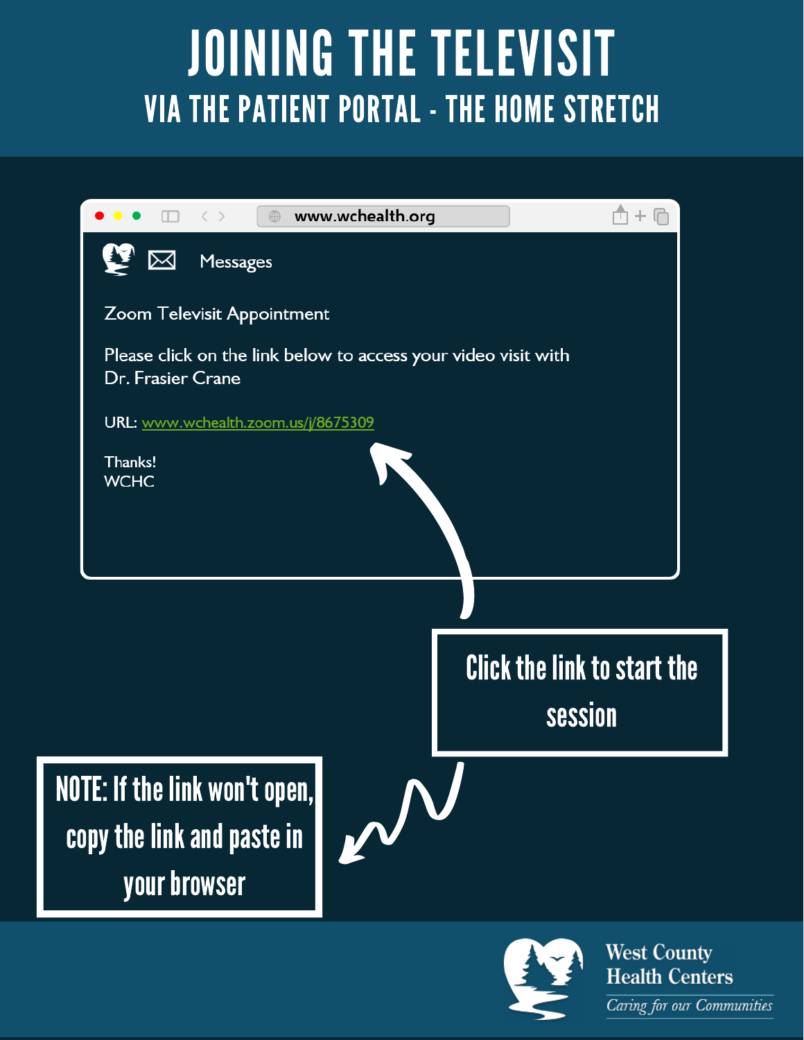# JOINING THE TELEVISIT

## VIA THE PATIENT PORTAL - THE HOME STRETCH

www.wchealth.org

Messages

Zoom Televisit Appointment

Please click on the link below to access your video visit with Dr. Frasier Crane

URL: www.wchealth.zoom.us/j/8675309

Thanks!
WCHC

**Click the link to start the session**

**NOTE: If the link won't open, copy the link and paste in your browser**

West County Health Centers
*Caring for our Communities*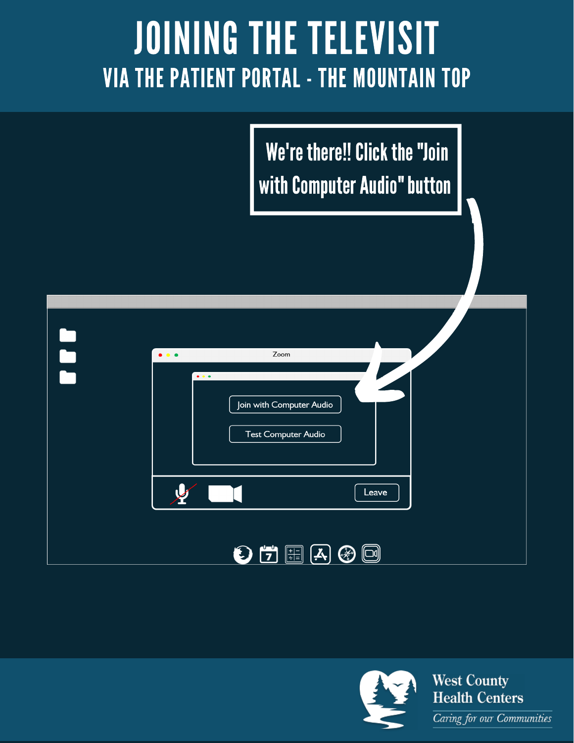# JOINING THE TELEVISIT

## VIA THE PATIENT PORTAL - THE MOUNTAIN TOP

We're there!! Click the "Join with Computer Audio" button

Zoom

Join with Computer Audio

Test Computer Audio

Leave

West County Health Centers

*Caring for our Communities*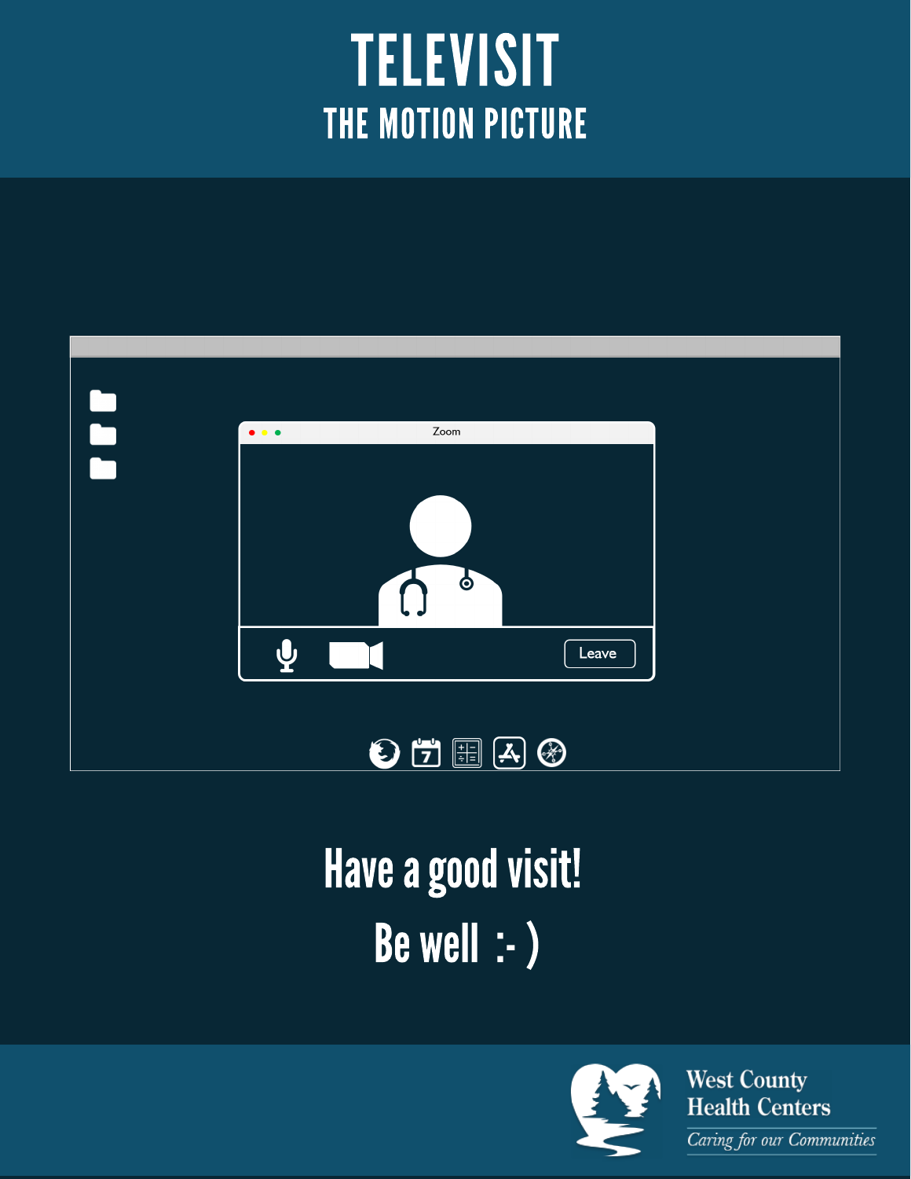# TELEVISIT

## THE MOTION PICTURE

Zoom

Leave

Have a good visit!

Be well :- )

West County Health Centers

*Caring for our Communities*